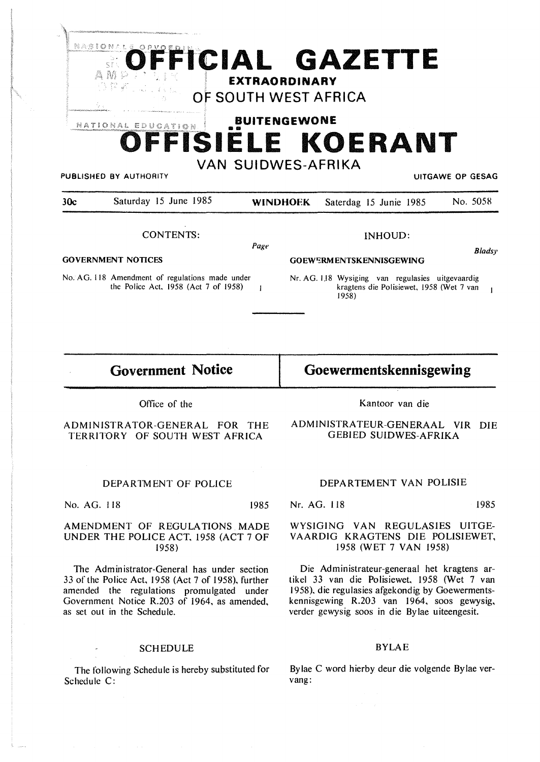# OFFICIAL GAZETTE EXTRAORDINARY OF SOUTH WEST AFRICA

# BUITENGEWONE OFFISIËLE KOERANT VAN SUIDWES-AFRIKA

PUBLISHED BY AUTHORITY — UITGAWE OP GESAG

30c — Saturday 15 June 1985 — WINDHOEK — Saterdag 15 Junie 1985 — No. 5058

CONTENTS:

**GOVERNMENT NOTICES** — *Page*

No. AG. 118 Amendment of regulations made under the Police Act, 1958 (Act 7 of 1958) — 1

INHOUD:

**GOEWERMENTSKENNISGEWING** — *Bladsy*

Nr. AG. 118 Wysiging van regulasies uitgevaardig kragtens die Polisiewet, 1958 (Wet 7 van 1958) — 1

## Government Notice

Office of the

ADMINISTRATOR-GENERAL FOR THE TERRITORY OF SOUTH WEST AFRICA

DEPARTMENT OF POLICE

No. AG. 118 — 1985

AMENDMENT OF REGULATIONS MADE UNDER THE POLICE ACT, 1958 (ACT 7 OF 1958)

The Administrator-General has under section 33 of the Police Act, 1958 (Act 7 of 1958), further amended the regulations promulgated under Government Notice R.203 of 1964, as amended, as set out in the Schedule.

SCHEDULE

The following Schedule is hereby substituted for Schedule C:

## Goewermentskennisgewing

Kantoor van die

ADMINISTRATEUR-GENERAAL VIR DIE GEBIED SUIDWES-AFRIKA

DEPARTEMENT VAN POLISIE

Nr. AG. 118 — 1985

WYSIGING VAN REGULASIES UITGEVAARDIG KRAGTENS DIE POLISIEWET, 1958 (WET 7 VAN 1958)

Die Administrateur-generaal het kragtens artikel 33 van die Polisiewet, 1958 (Wet 7 van 1958), die regulasies afgekondig by Goewermentskennisgewing R.203 van 1964, soos gewysig, verder gewysig soos in die Bylae uiteengesit.

BYLAE

Bylae C word hierby deur die volgende Bylae vervang: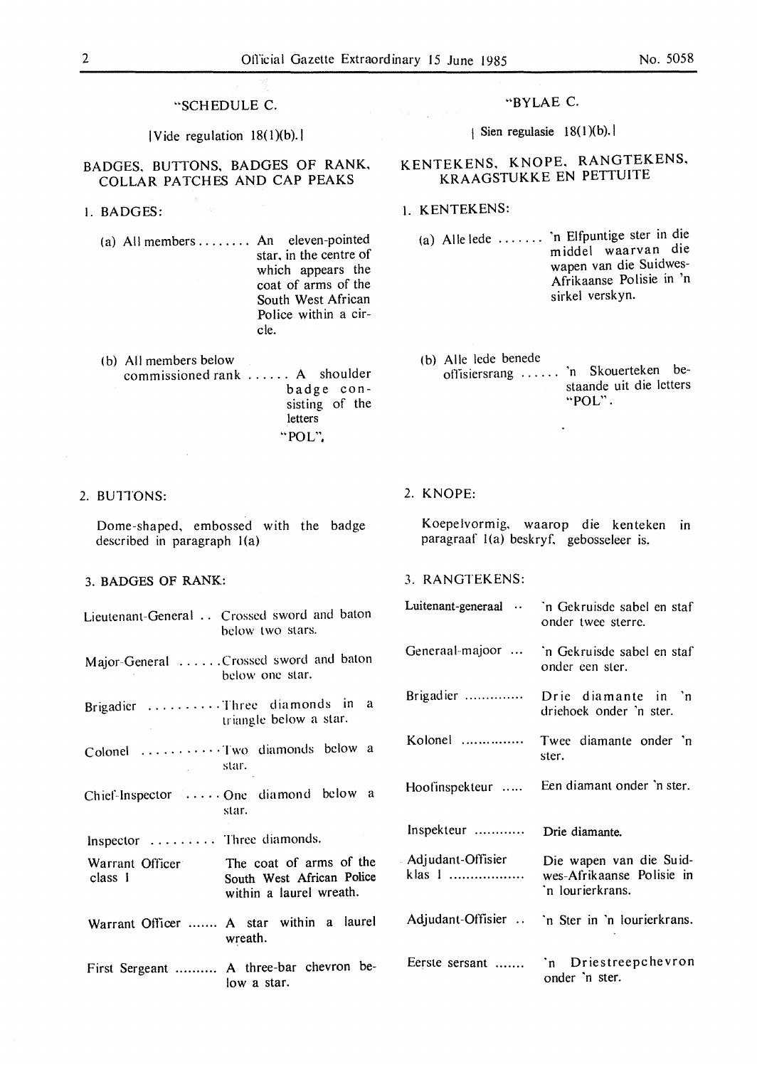"SCHEDULE C.

[Vide regulation 18(1)(b).]

## BADGES, BUTTONS, BADGES OF RANK, COLLAR PATCHES AND CAP PEAKS

1. BADGES:

| | |
|---|---|
| (a) All members | An eleven-pointed star, in the centre of which appears the coat of arms of the South West African Police within a circle. |
| (b) All members below commissioned rank | A shoulder badge consisting of the letters "POL". |

2. BUTTONS:

Dome-shaped, embossed with the badge described in paragraph 1(a)

3. BADGES OF RANK:

| | |
|---|---|
| Lieutenant-General | Crossed sword and baton below two stars. |
| Major-General | Crossed sword and baton below one star. |
| Brigadier | Three diamonds in a triangle below a star. |
| Colonel | Two diamonds below a star. |
| Chief-Inspector | One diamond below a star. |
| Inspector | Three diamonds. |
| Warrant Officer class 1 | The coat of arms of the South West African Police within a laurel wreath. |
| Warrant Officer | A star within a laurel wreath. |
| First Sergeant | A three-bar chevron below a star. |

"BYLAE C.

[Sien regulasie 18(1)(b).]

## KENTEKENS, KNOPE, RANGTEKENS, KRAAGSTUKKE EN PETTUITE

1. KENTEKENS:

| | |
|---|---|
| (a) Alle lede | 'n Elfpuntige ster in die middel waarvan die wapen van die Suidwes-Afrikaanse Polisie in 'n sirkel verskyn. |
| (b) Alle lede benede offisiersrang | 'n Skouerteken bestaande uit die letters "POL". |

2. KNOPE:

Koepelvormig, waarop die kenteken in paragraaf 1(a) beskryf, gebosseleer is.

3. RANGTEKENS:

| | |
|---|---|
| Luitenant-generaal | 'n Gekruisde sabel en staf onder twee sterre. |
| Generaal-majoor | 'n Gekruisde sabel en staf onder een ster. |
| Brigadier | Drie diamante in 'n driehoek onder 'n ster. |
| Kolonel | Twee diamante onder 'n ster. |
| Hoofinspekteur | Een diamant onder 'n ster. |
| Inspekteur | Drie diamante. |
| Adjudant-Offisier klas 1 | Die wapen van die Suidwes-Afrikaanse Polisie in 'n lourierkrans. |
| Adjudant-Offisier | 'n Ster in 'n lourierkrans. |
| Eerste sersant | 'n Driestreepchevron onder 'n ster. |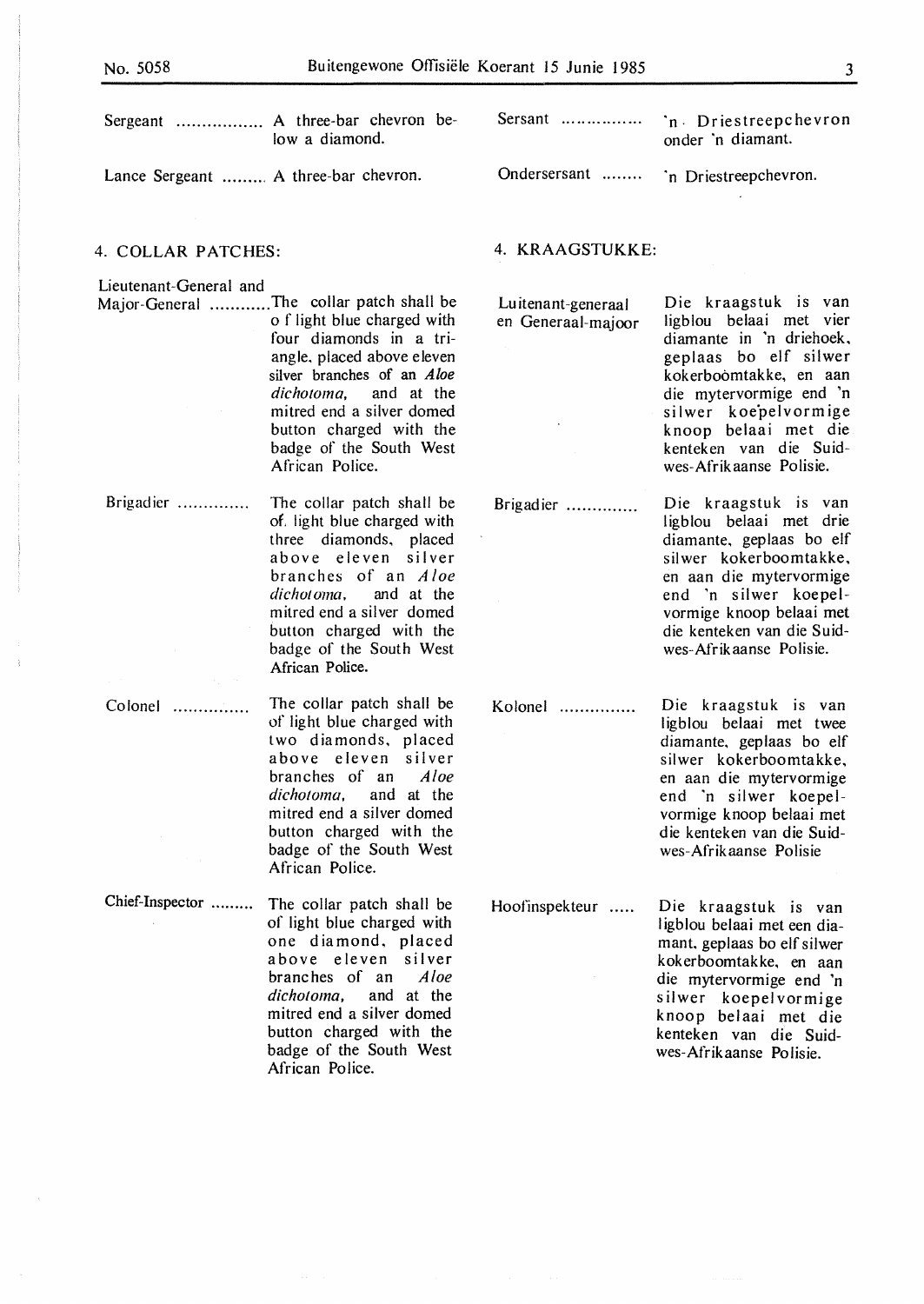Sergeant ................. A three-bar chevron below a diamond.

Lance Sergeant ......... A three-bar chevron.

## 4. COLLAR PATCHES:

Lieutenant-General and Major-General ............The collar patch shall be of light blue charged with four diamonds in a triangle, placed above eleven silver branches of an *Aloe dichotoma*, and at the mitred end a silver domed button charged with the badge of the South West African Police.

Brigadier .............. The collar patch shall be of light blue charged with three diamonds, placed above eleven silver branches of an *Aloe dichotoma*, and at the mitred end a silver domed button charged with the badge of the South West African Police.

Colonel ............... The collar patch shall be of light blue charged with two diamonds, placed above eleven silver branches of an *Aloe dichotoma*, and at the mitred end a silver domed button charged with the badge of the South West African Police.

Chief-Inspector ......... The collar patch shall be of light blue charged with one diamond, placed above eleven silver branches of an *Aloe dichotoma*, and at the mitred end a silver domed button charged with the badge of the South West African Police.

Sersant ................ 'n Driestreepchevron onder 'n diamant.

Ondersersant ........ 'n Driestreepchevron.

## 4. KRAAGSTUKKE:

Luitenant-generaal en Generaal-majoor — Die kraagstuk is van ligblou belaai met vier diamante in 'n driehoek, geplaas bo elf silwer kokerboomtakke, en aan die mytervormige end 'n silwer koepelvormige knoop belaai met die kenteken van die Suidwes-Afrikaanse Polisie.

Brigadier .............. Die kraagstuk is van ligblou belaai met drie diamante, geplaas bo elf silwer kokerboomtakke, en aan die mytervormige end 'n silwer koepelvormige knoop belaai met die kenteken van die Suidwes-Afrikaanse Polisie.

Kolonel ............... Die kraagstuk is van ligblou belaai met twee diamante, geplaas bo elf silwer kokerboomtakke, en aan die mytervormige end 'n silwer koepelvormige knoop belaai met die kenteken van die Suidwes-Afrikaanse Polisie

Hoofinspekteur ..... Die kraagstuk is van ligblou belaai met een diamant, geplaas bo elf silwer kokerboomtakke, en aan die mytervormige end 'n silwer koepelvormige knoop belaai met die kenteken van die Suidwes-Afrikaanse Polisie.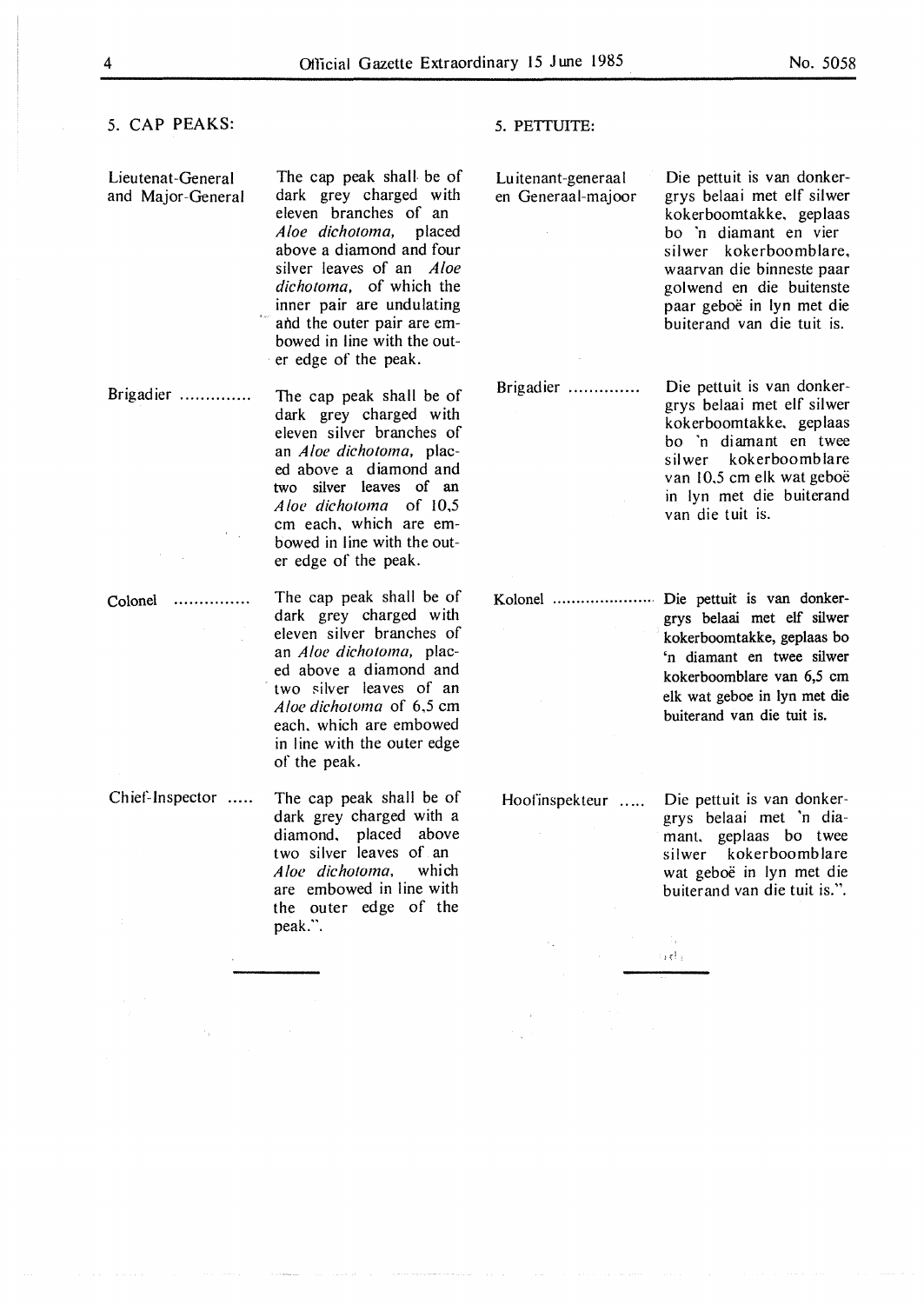## 5. CAP PEAKS:

| | |
|---|---|
| Lieutenat-General and Major-General | The cap peak shall be of dark grey charged with eleven branches of an *Aloe dichotoma,* placed above a diamond and four silver leaves of an *Aloe dichotoma,* of which the inner pair are undulating and the outer pair are embowed in line with the outer edge of the peak. |
| Brigadier .............. | The cap peak shall be of dark grey charged with eleven silver branches of an *Aloe dichotoma,* placed above a diamond and two silver leaves of an *Aloe dichotoma* of 10,5 cm each, which are embowed in line with the outer edge of the peak. |
| Colonel ............... | The cap peak shall be of dark grey charged with eleven silver branches of an *Aloe dichotoma,* placed above a diamond and two silver leaves of an *Aloe dichotoma* of 6,5 cm each, which are embowed in line with the outer edge of the peak. |
| Chief-Inspector ..... | The cap peak shall be of dark grey charged with a diamond, placed above two silver leaves of an *Aloe dichotoma,* which are embowed in line with the outer edge of the peak.". |

## 5. PETTUITE:

| | |
|---|---|
| Luitenant-generaal en Generaal-majoor | Die pettuit is van donkergrys belaai met elf silwer kokerboomtakke, geplaas bo 'n diamant en vier silwer kokerboomblare, waarvan die binneste paar golwend en die buitenste paar geboë in lyn met die buiterand van die tuit is. |
| Brigadier .............. | Die pettuit is van donkergrys belaai met elf silwer kokerboomtakke, geplaas bo 'n diamant en twee silwer kokerboomblare van 10,5 cm elk wat geboë in lyn met die buiterand van die tuit is. |
| Kolonel ...................... | Die pettuit is van donkergrys belaai met elf silwer kokerboomtakke, geplaas bo 'n diamant en twee silwer kokerboomblare van 6,5 cm elk wat geboe in lyn met die buiterand van die tuit is. |
| Hoofinspekteur ..... | Die pettuit is van donkergrys belaai met 'n diamant, geplaas bo twee silwer kokerboomblare wat geboë in lyn met die buiterand van die tuit is.". |